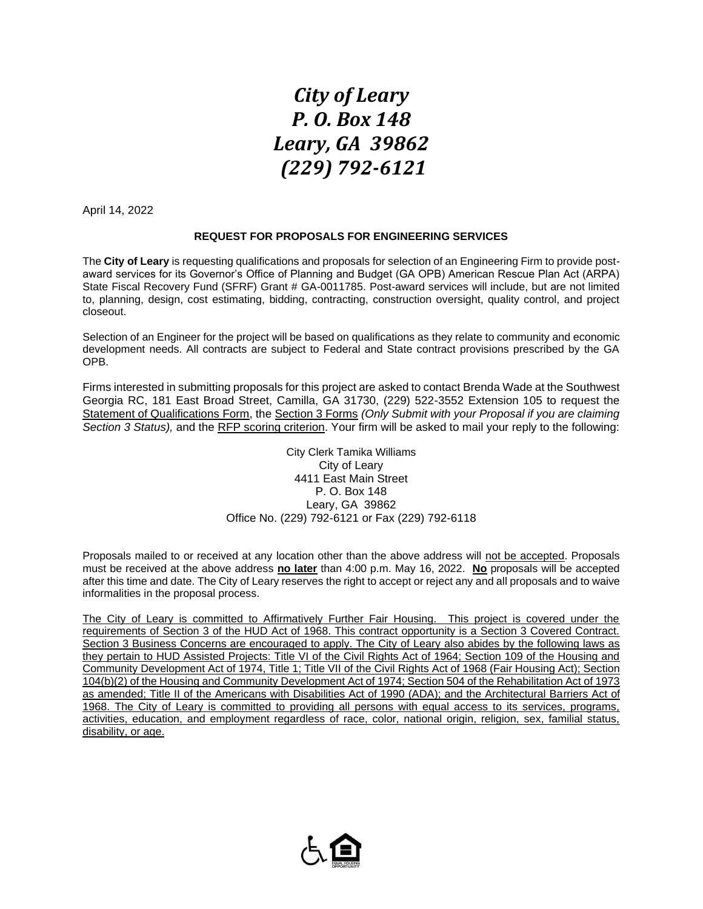# *City of Leary*
# *P. O. Box 148*
# *Leary, GA 39862*
# *(229) 792-6121*

April 14, 2022

**REQUEST FOR PROPOSALS FOR ENGINEERING SERVICES**

The **City of Leary** is requesting qualifications and proposals for selection of an Engineering Firm to provide post-award services for its Governor's Office of Planning and Budget (GA OPB) American Rescue Plan Act (ARPA) State Fiscal Recovery Fund (SFRF) Grant # GA-0011785. Post-award services will include, but are not limited to, planning, design, cost estimating, bidding, contracting, construction oversight, quality control, and project closeout.

Selection of an Engineer for the project will be based on qualifications as they relate to community and economic development needs. All contracts are subject to Federal and State contract provisions prescribed by the GA OPB.

Firms interested in submitting proposals for this project are asked to contact Brenda Wade at the Southwest Georgia RC, 181 East Broad Street, Camilla, GA 31730, (229) 522-3552 Extension 105 to request the Statement of Qualifications Form, the Section 3 Forms *(Only Submit with your Proposal if you are claiming Section 3 Status),* and the RFP scoring criterion. Your firm will be asked to mail your reply to the following:

City Clerk Tamika Williams
City of Leary
4411 East Main Street
P. O. Box 148
Leary, GA 39862
Office No. (229) 792-6121 or Fax (229) 792-6118

Proposals mailed to or received at any location other than the above address will not be accepted. Proposals must be received at the above address **no later** than 4:00 p.m. May 16, 2022. **No** proposals will be accepted after this time and date. The City of Leary reserves the right to accept or reject any and all proposals and to waive informalities in the proposal process.

The City of Leary is committed to Affirmatively Further Fair Housing. This project is covered under the requirements of Section 3 of the HUD Act of 1968. This contract opportunity is a Section 3 Covered Contract. Section 3 Business Concerns are encouraged to apply. The City of Leary also abides by the following laws as they pertain to HUD Assisted Projects: Title VI of the Civil Rights Act of 1964; Section 109 of the Housing and Community Development Act of 1974, Title 1; Title VII of the Civil Rights Act of 1968 (Fair Housing Act); Section 104(b)(2) of the Housing and Community Development Act of 1974; Section 504 of the Rehabilitation Act of 1973 as amended; Title II of the Americans with Disabilities Act of 1990 (ADA); and the Architectural Barriers Act of 1968. The City of Leary is committed to providing all persons with equal access to its services, programs, activities, education, and employment regardless of race, color, national origin, religion, sex, familial status, disability, or age.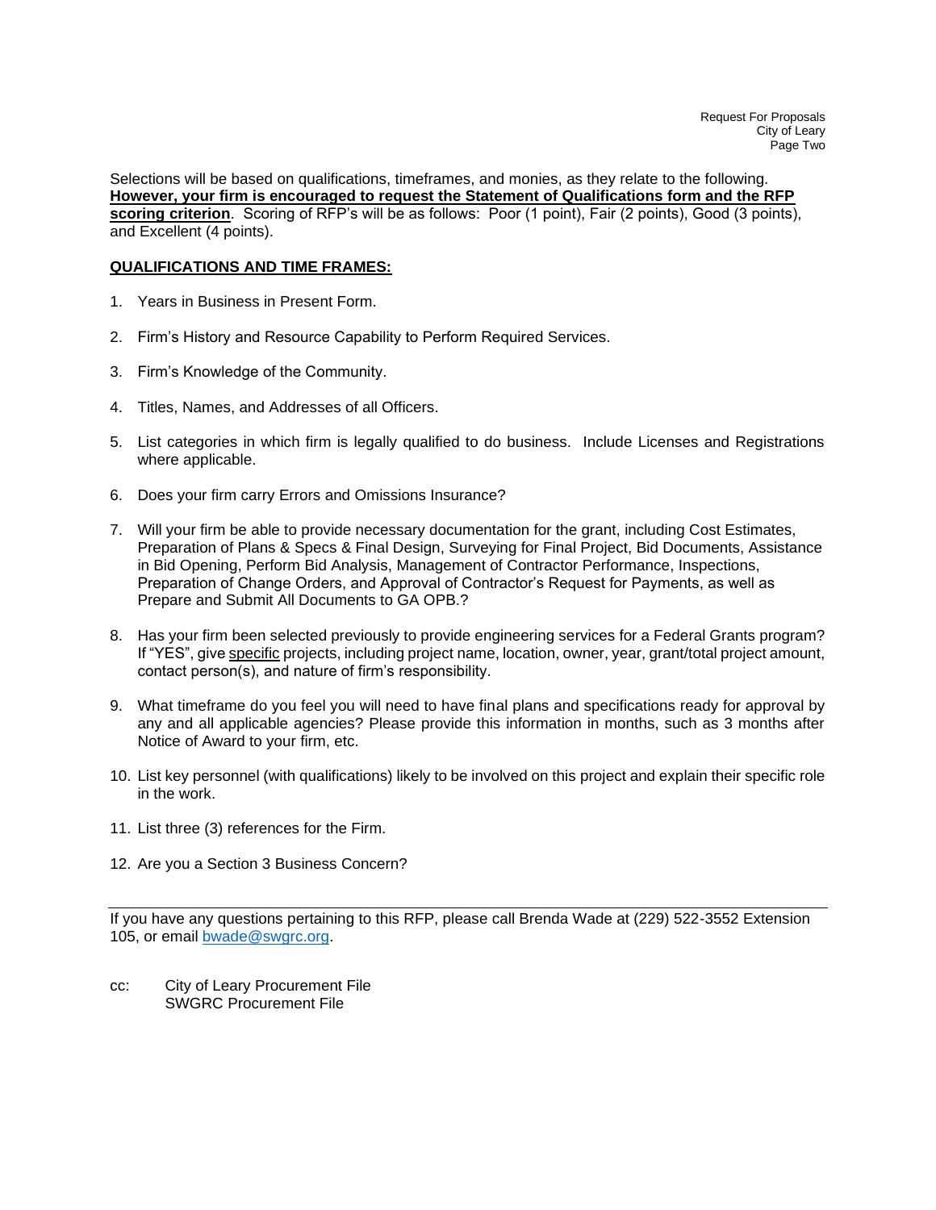Selections will be based on qualifications, timeframes, and monies, as they relate to the following. **However, your firm is encouraged to request the Statement of Qualifications form and the RFP scoring criterion**. Scoring of RFP's will be as follows: Poor (1 point), Fair (2 points), Good (3 points), and Excellent (4 points).

**QUALIFICATIONS AND TIME FRAMES:**

1. Years in Business in Present Form.

2. Firm's History and Resource Capability to Perform Required Services.

3. Firm's Knowledge of the Community.

4. Titles, Names, and Addresses of all Officers.

5. List categories in which firm is legally qualified to do business. Include Licenses and Registrations where applicable.

6. Does your firm carry Errors and Omissions Insurance?

7. Will your firm be able to provide necessary documentation for the grant, including Cost Estimates, Preparation of Plans & Specs & Final Design, Surveying for Final Project, Bid Documents, Assistance in Bid Opening, Perform Bid Analysis, Management of Contractor Performance, Inspections, Preparation of Change Orders, and Approval of Contractor's Request for Payments, as well as Prepare and Submit All Documents to GA OPB.?

8. Has your firm been selected previously to provide engineering services for a Federal Grants program? If "YES", give specific projects, including project name, location, owner, year, grant/total project amount, contact person(s), and nature of firm's responsibility.

9. What timeframe do you feel you will need to have final plans and specifications ready for approval by any and all applicable agencies? Please provide this information in months, such as 3 months after Notice of Award to your firm, etc.

10. List key personnel (with qualifications) likely to be involved on this project and explain their specific role in the work.

11. List three (3) references for the Firm.

12. Are you a Section 3 Business Concern?

---

If you have any questions pertaining to this RFP, please call Brenda Wade at (229) 522-3552 Extension 105, or email bwade@swgrc.org.

cc: City of Leary Procurement File
SWGRC Procurement File